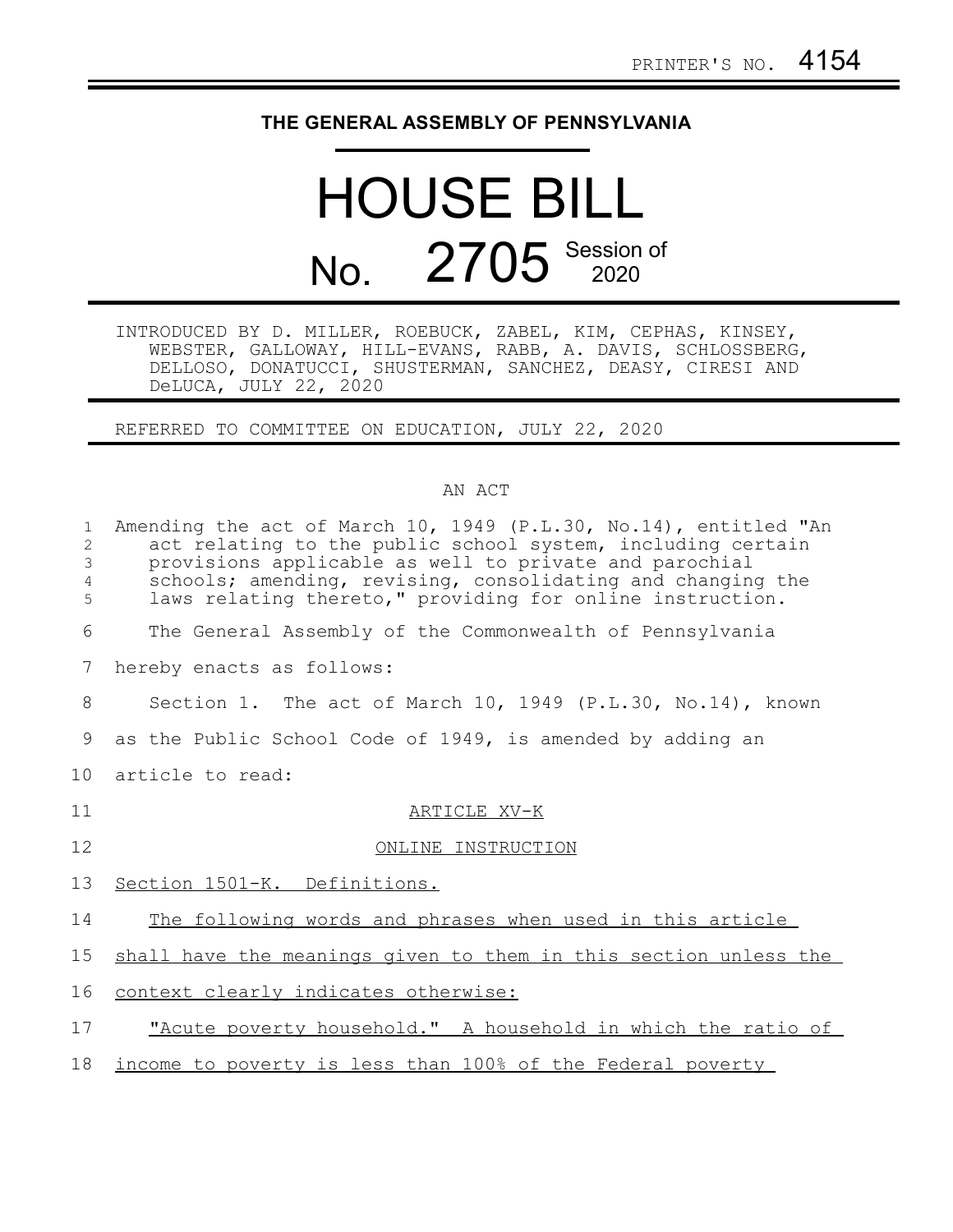PRINTER'S NO. 4154

**THE GENERAL ASSEMBLY OF PENNSYLVANIA**

# HOUSE BILL

# No. 2705 Session of 2020

INTRODUCED BY D. MILLER, ROEBUCK, ZABEL, KIM, CEPHAS, KINSEY, WEBSTER, GALLOWAY, HILL-EVANS, RABB, A. DAVIS, SCHLOSSBERG, DELLOSO, DONATUCCI, SHUSTERMAN, SANCHEZ, DEASY, CIRESI AND DeLUCA, JULY 22, 2020

REFERRED TO COMMITTEE ON EDUCATION, JULY 22, 2020

AN ACT

Amending the act of March 10, 1949 (P.L.30, No.14), entitled "An act relating to the public school system, including certain provisions applicable as well to private and parochial schools; amending, revising, consolidating and changing the laws relating thereto," providing for online instruction.

The General Assembly of the Commonwealth of Pennsylvania hereby enacts as follows:

Section 1. The act of March 10, 1949 (P.L.30, No.14), known as the Public School Code of 1949, is amended by adding an article to read:

ARTICLE XV-K

ONLINE INSTRUCTION

Section 1501-K. Definitions.

The following words and phrases when used in this article shall have the meanings given to them in this section unless the context clearly indicates otherwise:

"Acute poverty household." A household in which the ratio of income to poverty is less than 100% of the Federal poverty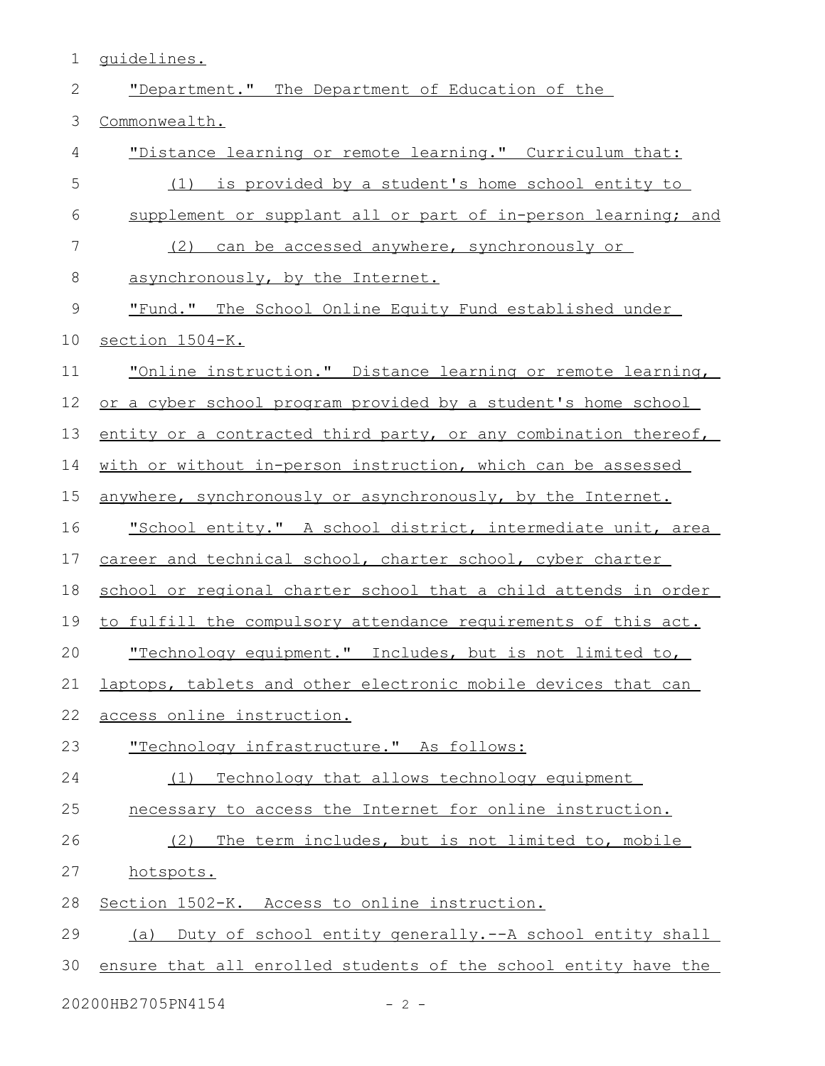guidelines.

"Department." The Department of Education of the Commonwealth.

"Distance learning or remote learning." Curriculum that:

(1) is provided by a student's home school entity to supplement or supplant all or part of in-person learning; and

(2) can be accessed anywhere, synchronously or asynchronously, by the Internet.

"Fund." The School Online Equity Fund established under section 1504-K.

"Online instruction." Distance learning or remote learning, or a cyber school program provided by a student's home school entity or a contracted third party, or any combination thereof, with or without in-person instruction, which can be assessed anywhere, synchronously or asynchronously, by the Internet.

"School entity." A school district, intermediate unit, area career and technical school, charter school, cyber charter school or regional charter school that a child attends in order to fulfill the compulsory attendance requirements of this act.

"Technology equipment." Includes, but is not limited to, laptops, tablets and other electronic mobile devices that can access online instruction.

"Technology infrastructure." As follows:

(1) Technology that allows technology equipment necessary to access the Internet for online instruction.

(2) The term includes, but is not limited to, mobile hotspots.

Section 1502-K. Access to online instruction.

(a) Duty of school entity generally.--A school entity shall ensure that all enrolled students of the school entity have the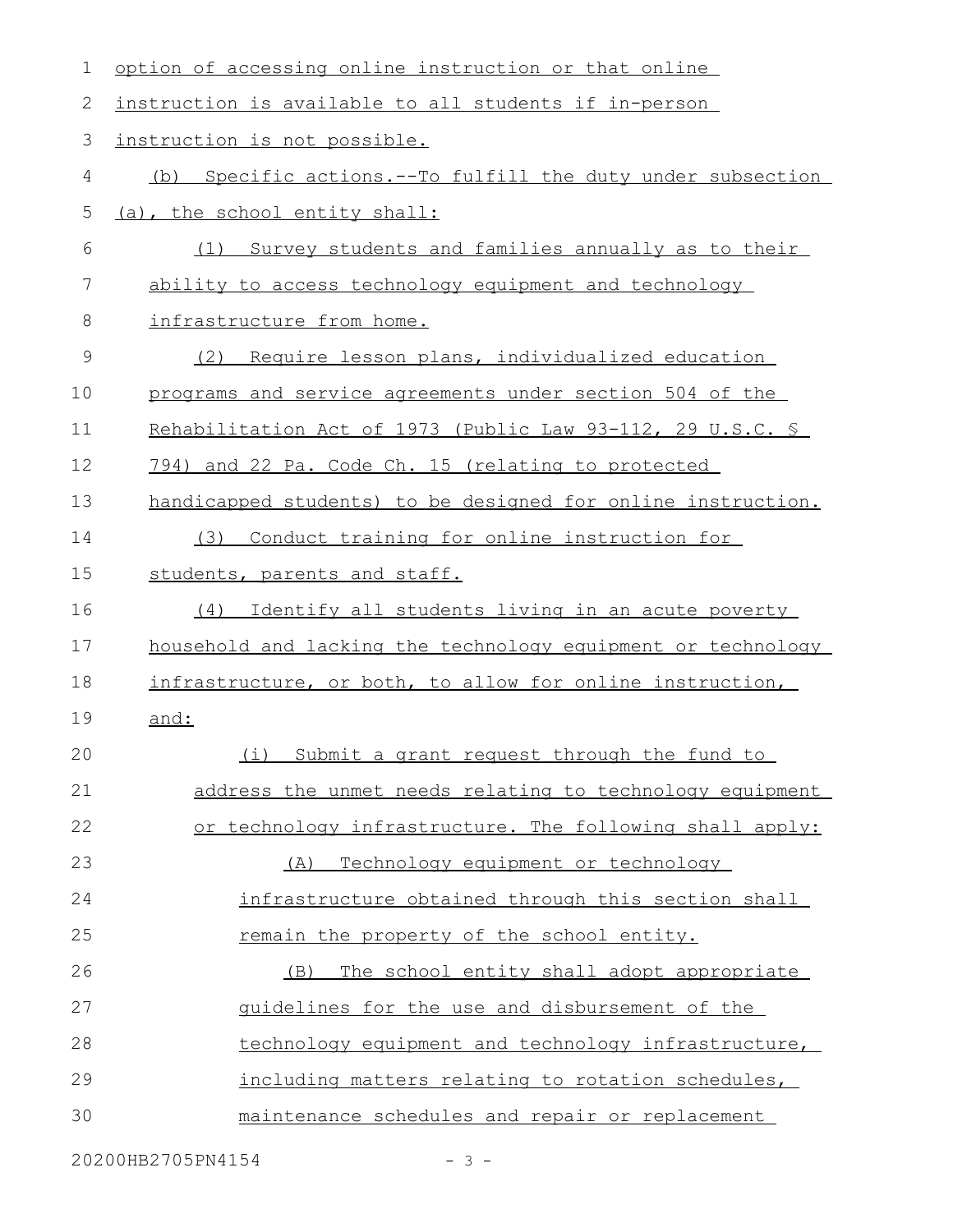option of accessing online instruction or that online instruction is available to all students if in-person instruction is not possible.

(b) Specific actions.--To fulfill the duty under subsection (a), the school entity shall:

(1) Survey students and families annually as to their ability to access technology equipment and technology infrastructure from home.

(2) Require lesson plans, individualized education programs and service agreements under section 504 of the Rehabilitation Act of 1973 (Public Law 93-112, 29 U.S.C. § 794) and 22 Pa. Code Ch. 15 (relating to protected handicapped students) to be designed for online instruction.

(3) Conduct training for online instruction for students, parents and staff.

(4) Identify all students living in an acute poverty household and lacking the technology equipment or technology infrastructure, or both, to allow for online instruction, and:

(i) Submit a grant request through the fund to address the unmet needs relating to technology equipment or technology infrastructure. The following shall apply:

(A) Technology equipment or technology infrastructure obtained through this section shall remain the property of the school entity.

(B) The school entity shall adopt appropriate guidelines for the use and disbursement of the technology equipment and technology infrastructure, including matters relating to rotation schedules, maintenance schedules and repair or replacement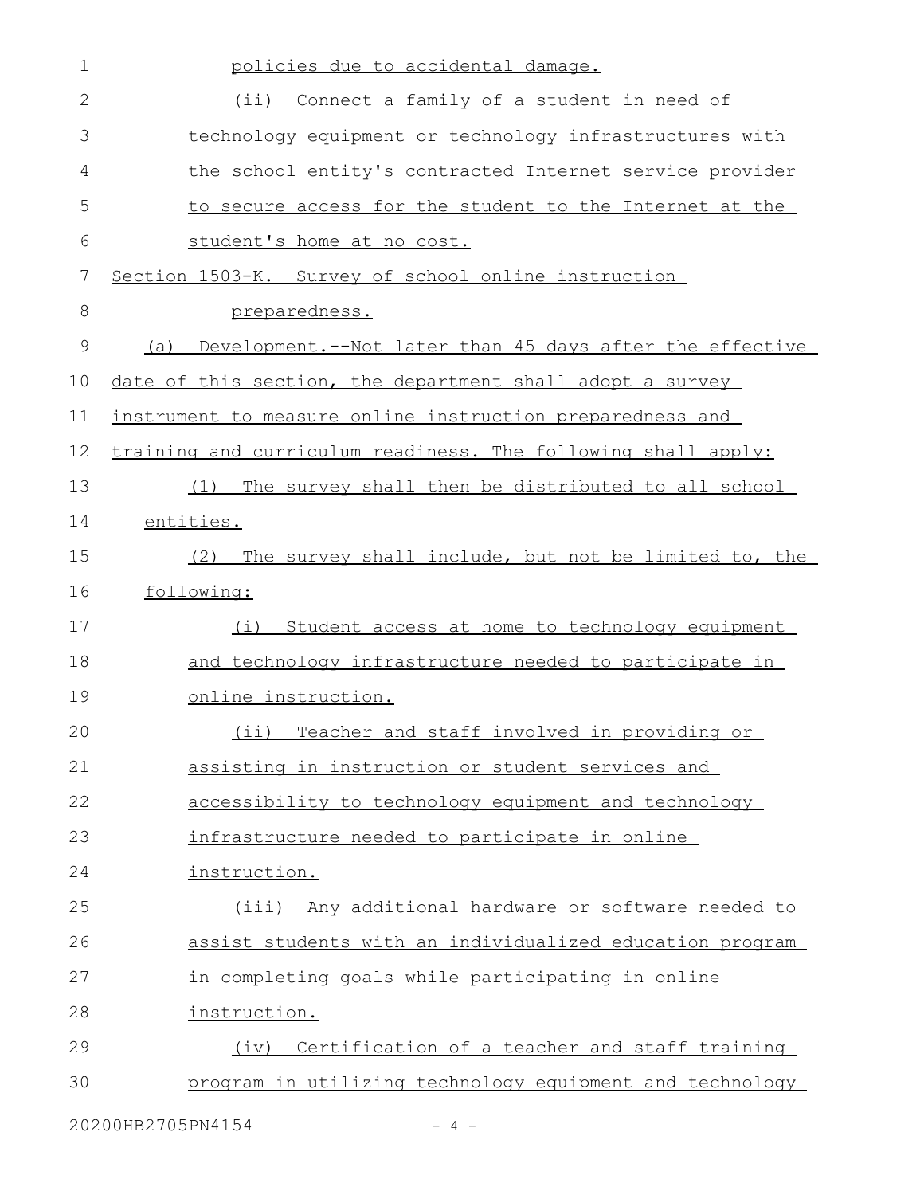policies due to accidental damage.

(ii) Connect a family of a student in need of technology equipment or technology infrastructures with the school entity's contracted Internet service provider to secure access for the student to the Internet at the student's home at no cost.

Section 1503-K. Survey of school online instruction preparedness.

(a) Development.--Not later than 45 days after the effective date of this section, the department shall adopt a survey instrument to measure online instruction preparedness and training and curriculum readiness. The following shall apply:

(1) The survey shall then be distributed to all school entities.

(2) The survey shall include, but not be limited to, the following:

(i) Student access at home to technology equipment and technology infrastructure needed to participate in online instruction.

(ii) Teacher and staff involved in providing or assisting in instruction or student services and accessibility to technology equipment and technology infrastructure needed to participate in online instruction.

(iii) Any additional hardware or software needed to assist students with an individualized education program in completing goals while participating in online instruction.

(iv) Certification of a teacher and staff training program in utilizing technology equipment and technology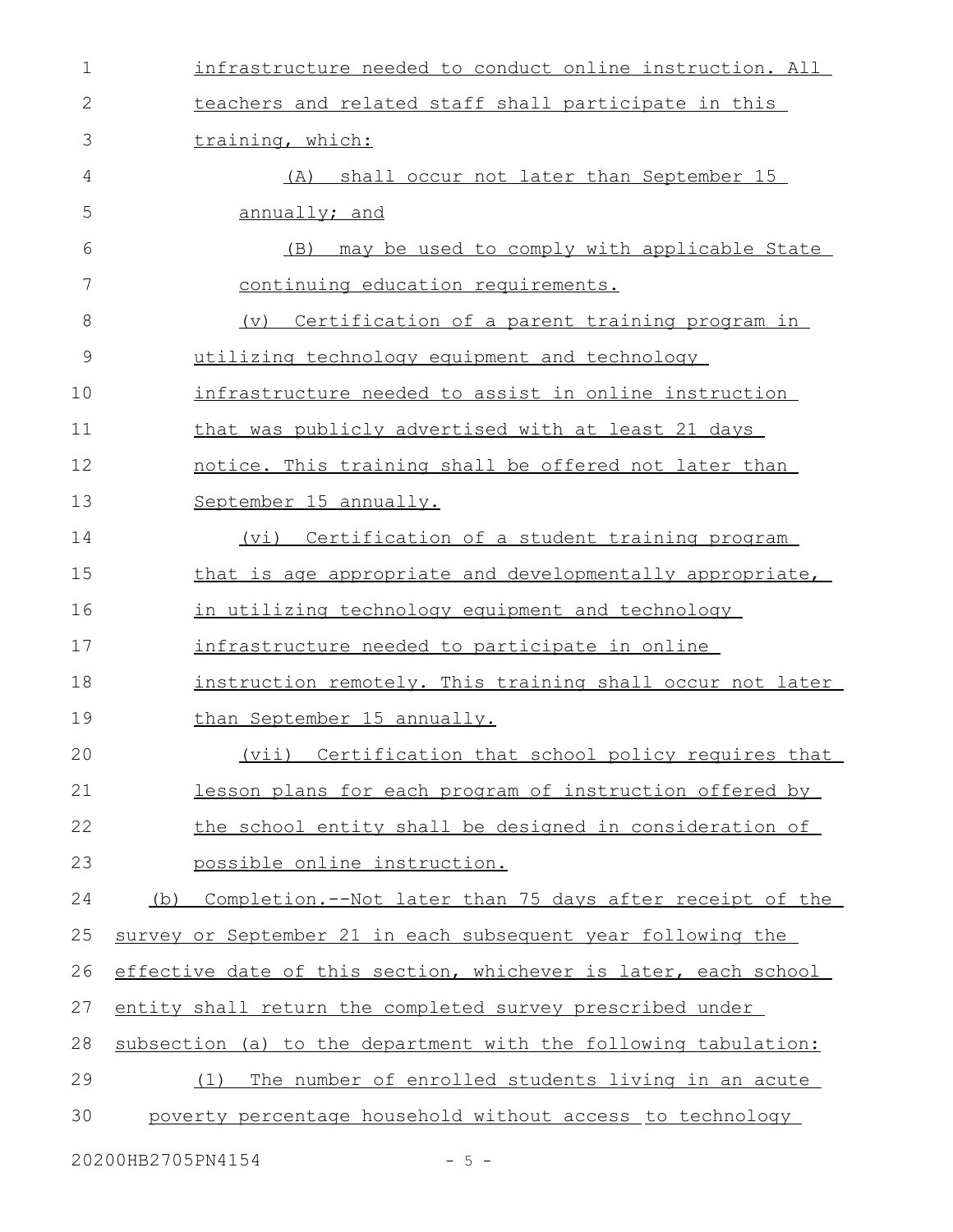infrastructure needed to conduct online instruction. All teachers and related staff shall participate in this training, which:

(A) shall occur not later than September 15 annually; and

(B) may be used to comply with applicable State continuing education requirements.

(v) Certification of a parent training program in utilizing technology equipment and technology infrastructure needed to assist in online instruction that was publicly advertised with at least 21 days notice. This training shall be offered not later than September 15 annually.

(vi) Certification of a student training program that is age appropriate and developmentally appropriate, in utilizing technology equipment and technology infrastructure needed to participate in online instruction remotely. This training shall occur not later than September 15 annually.

(vii) Certification that school policy requires that lesson plans for each program of instruction offered by the school entity shall be designed in consideration of possible online instruction.

(b) Completion.--Not later than 75 days after receipt of the survey or September 21 in each subsequent year following the effective date of this section, whichever is later, each school entity shall return the completed survey prescribed under subsection (a) to the department with the following tabulation:

(1) The number of enrolled students living in an acute poverty percentage household without access to technology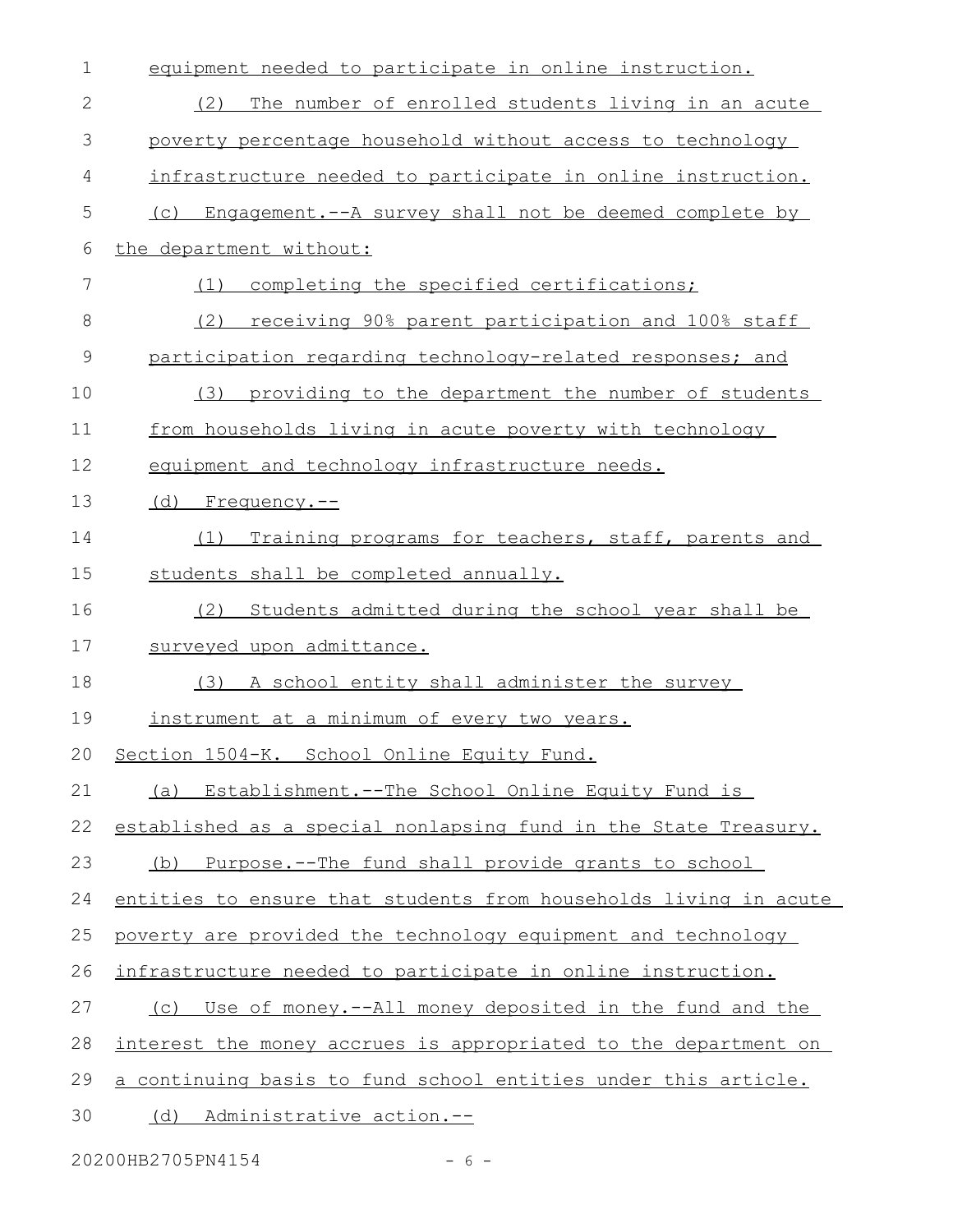equipment needed to participate in online instruction.

(2) The number of enrolled students living in an acute poverty percentage household without access to technology infrastructure needed to participate in online instruction.

(c) Engagement.--A survey shall not be deemed complete by the department without:

(1) completing the specified certifications;

(2) receiving 90% parent participation and 100% staff participation regarding technology-related responses; and

(3) providing to the department the number of students from households living in acute poverty with technology equipment and technology infrastructure needs.

(d) Frequency.--

(1) Training programs for teachers, staff, parents and students shall be completed annually.

(2) Students admitted during the school year shall be surveyed upon admittance.

(3) A school entity shall administer the survey instrument at a minimum of every two years.

Section 1504-K. School Online Equity Fund.

(a) Establishment.--The School Online Equity Fund is established as a special nonlapsing fund in the State Treasury.

(b) Purpose.--The fund shall provide grants to school entities to ensure that students from households living in acute poverty are provided the technology equipment and technology infrastructure needed to participate in online instruction.

(c) Use of money.--All money deposited in the fund and the interest the money accrues is appropriated to the department on a continuing basis to fund school entities under this article.

(d) Administrative action.--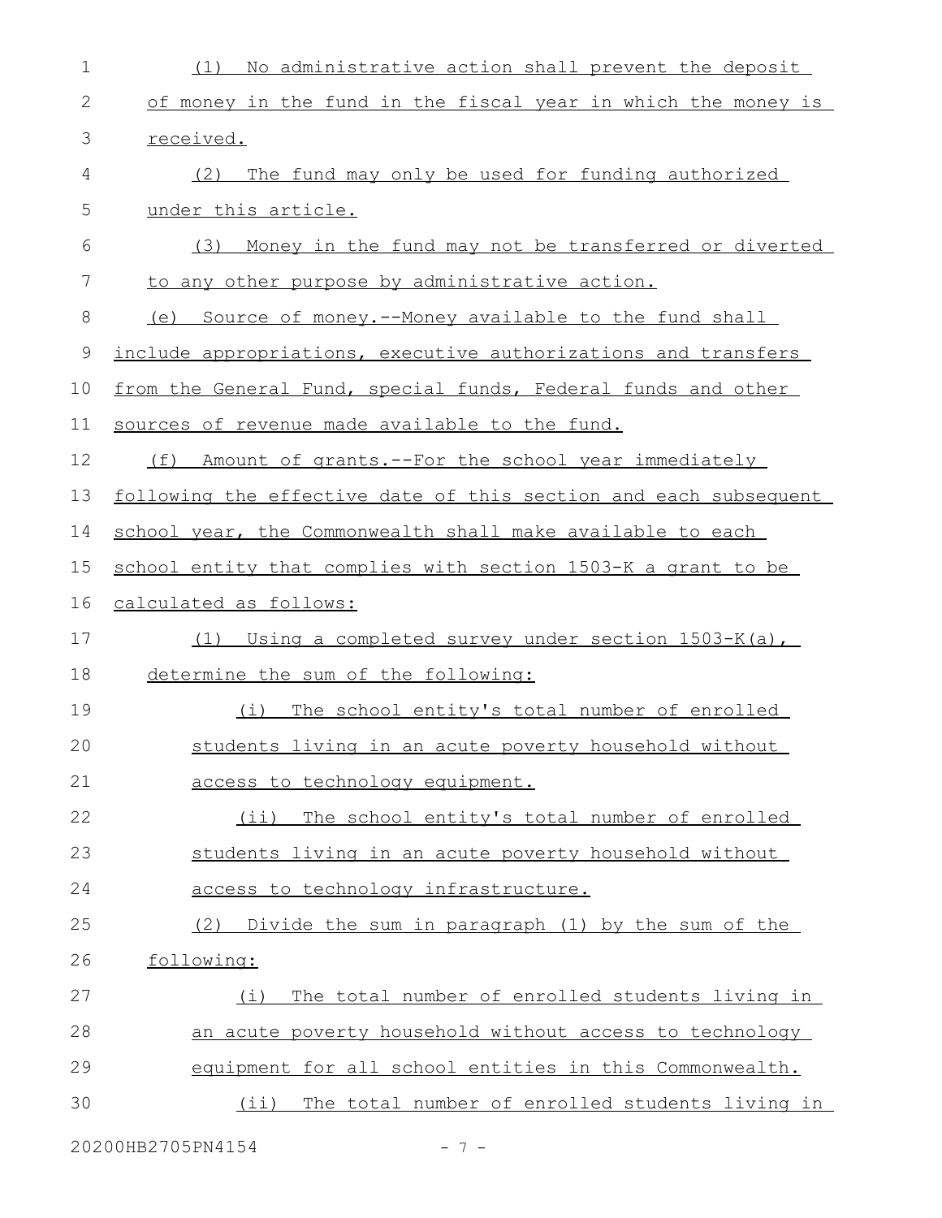(1) No administrative action shall prevent the deposit of money in the fund in the fiscal year in which the money is received.

(2) The fund may only be used for funding authorized under this article.

(3) Money in the fund may not be transferred or diverted to any other purpose by administrative action.

(e) Source of money.--Money available to the fund shall include appropriations, executive authorizations and transfers from the General Fund, special funds, Federal funds and other sources of revenue made available to the fund.

(f) Amount of grants.--For the school year immediately following the effective date of this section and each subsequent school year, the Commonwealth shall make available to each school entity that complies with section 1503-K a grant to be calculated as follows:

(1) Using a completed survey under section 1503-K(a), determine the sum of the following:

(i) The school entity's total number of enrolled students living in an acute poverty household without access to technology equipment.

(ii) The school entity's total number of enrolled students living in an acute poverty household without access to technology infrastructure.

(2) Divide the sum in paragraph (1) by the sum of the following:

(i) The total number of enrolled students living in an acute poverty household without access to technology equipment for all school entities in this Commonwealth.

(ii) The total number of enrolled students living in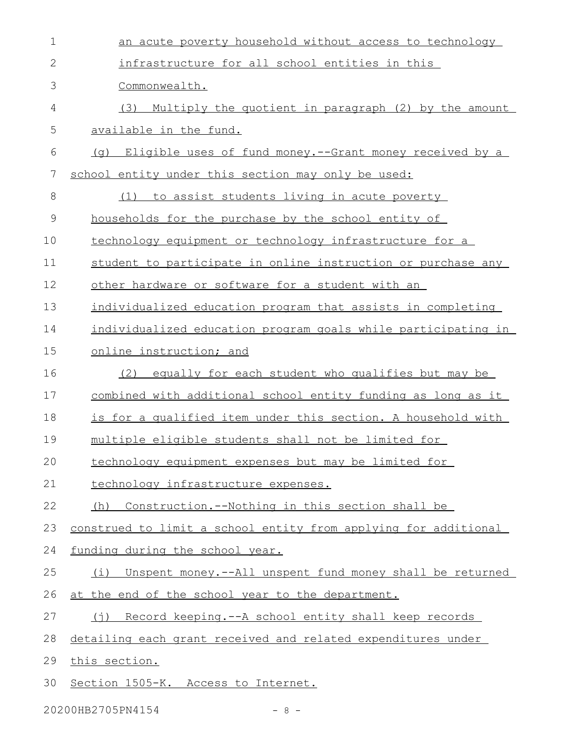an acute poverty household without access to technology infrastructure for all school entities in this Commonwealth.

(3) Multiply the quotient in paragraph (2) by the amount available in the fund.

(g) Eligible uses of fund money.--Grant money received by a school entity under this section may only be used:

(1) to assist students living in acute poverty households for the purchase by the school entity of technology equipment or technology infrastructure for a student to participate in online instruction or purchase any other hardware or software for a student with an individualized education program that assists in completing individualized education program goals while participating in online instruction; and

(2) equally for each student who qualifies but may be combined with additional school entity funding as long as it is for a qualified item under this section. A household with multiple eligible students shall not be limited for technology equipment expenses but may be limited for technology infrastructure expenses.

(h) Construction.--Nothing in this section shall be construed to limit a school entity from applying for additional funding during the school year.

(i) Unspent money.--All unspent fund money shall be returned at the end of the school year to the department.

(j) Record keeping.--A school entity shall keep records detailing each grant received and related expenditures under this section.

Section 1505-K. Access to Internet.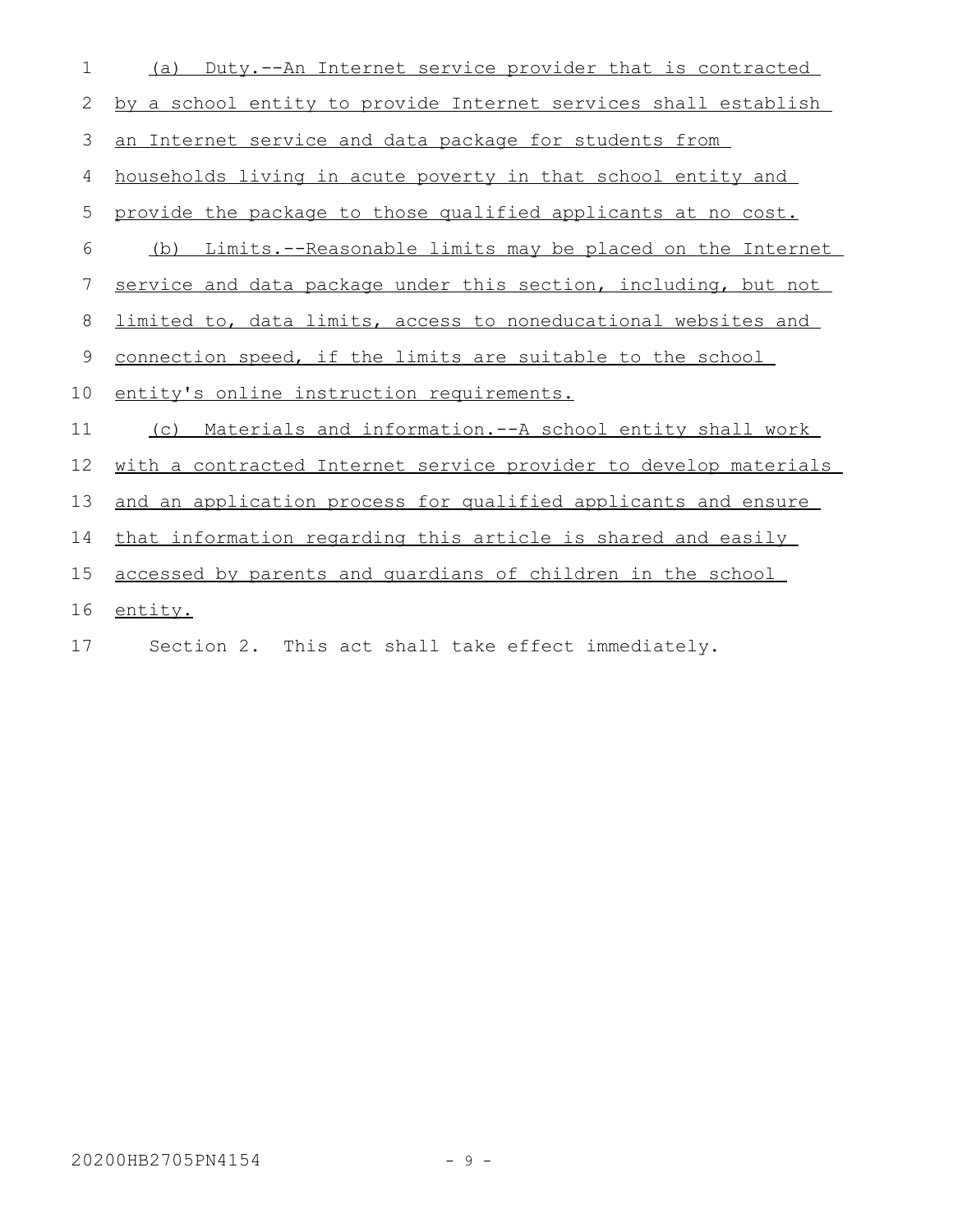(a) Duty.--An Internet service provider that is contracted by a school entity to provide Internet services shall establish an Internet service and data package for students from households living in acute poverty in that school entity and provide the package to those qualified applicants at no cost.

(b) Limits.--Reasonable limits may be placed on the Internet service and data package under this section, including, but not limited to, data limits, access to noneducational websites and connection speed, if the limits are suitable to the school entity's online instruction requirements.

(c) Materials and information.--A school entity shall work with a contracted Internet service provider to develop materials and an application process for qualified applicants and ensure that information regarding this article is shared and easily accessed by parents and guardians of children in the school entity.

Section 2. This act shall take effect immediately.